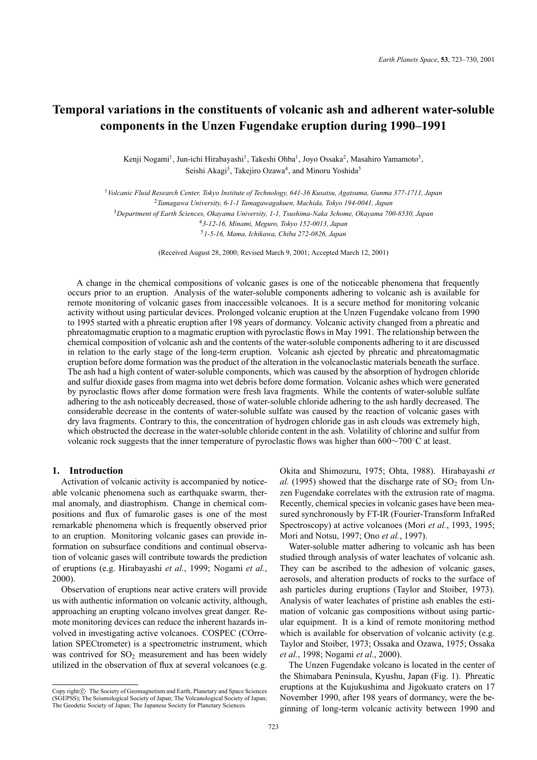# Temporal variations in the constituents of volcanic ash and adherent water-soluble components in the Unzen Fugendake eruption during 1990–1991

Kenji Nogami[1], Jun-ichi Hirabayashi[1], Takeshi Ohba[1], Joyo Ossaka[2], Masahiro Yamamoto[3], Seishi Akagi[3], Takejiro Ozawa[4], and Minoru Yoshida[5]

[1] *Volcanic Fluid Research Center, Tokyo Institute of Technology, 641-36 Kusatsu, Agatsuma, Gunma 377-1711, Japan*
[2] *Tamagawa University, 6-1-1 Tamagawagakuen, Machida, Tokyo 194-0041, Japan*
[3] *Department of Earth Sciences, Okayama University, 1-1, Tsushima-Naka 3chome, Okayama 700-8530, Japan*
[4] *3-12-16, Minami, Meguro, Tokyo 152-0013, Japan*
[5] *1-5-16, Mama, Ichikawa, Chiba 272-0826, Japan*

(Received August 28, 2000; Revised March 9, 2001; Accepted March 12, 2001)

A change in the chemical compositions of volcanic gases is one of the noticeable phenomena that frequently occurs prior to an eruption. Analysis of the water-soluble components adhering to volcanic ash is available for remote monitoring of volcanic gases from inaccessible volcanoes. It is a secure method for monitoring volcanic activity without using particular devices. Prolonged volcanic eruption at the Unzen Fugendake volcano from 1990 to 1995 started with a phreatic eruption after 198 years of dormancy. Volcanic activity changed from a phreatic and phreatomagmatic eruption to a magmatic eruption with pyroclastic flows in May 1991. The relationship between the chemical composition of volcanic ash and the contents of the water-soluble components adhering to it are discussed in relation to the early stage of the long-term eruption. Volcanic ash ejected by phreatic and phreatomagmatic eruption before dome formation was the product of the alteration in the volcanoclastic materials beneath the surface. The ash had a high content of water-soluble components, which was caused by the absorption of hydrogen chloride and sulfur dioxide gases from magma into wet debris before dome formation. Volcanic ashes which were generated by pyroclastic flows after dome formation were fresh lava fragments. While the contents of water-soluble sulfate adhering to the ash noticeably decreased, those of water-soluble chloride adhering to the ash hardly decreased. The considerable decrease in the contents of water-soluble sulfate was caused by the reaction of volcanic gases with dry lava fragments. Contrary to this, the concentration of hydrogen chloride gas in ash clouds was extremely high, which obstructed the decrease in the water-soluble chloride content in the ash. Volatility of chlorine and sulfur from volcanic rock suggests that the inner temperature of pyroclastic flows was higher than 600∼700°C at least.

## 1. Introduction

Activation of volcanic activity is accompanied by noticeable volcanic phenomena such as earthquake swarm, thermal anomaly, and diastrophism. Change in chemical compositions and flux of fumarolic gases is one of the most remarkable phenomena which is frequently observed prior to an eruption. Monitoring volcanic gases can provide information on subsurface conditions and continual observation of volcanic gases will contribute towards the prediction of eruptions (e.g. Hirabayashi *et al.*, 1999; Nogami *et al.*, 2000).

Observation of eruptions near active craters will provide us with authentic information on volcanic activity, although, approaching an erupting volcano involves great danger. Remote monitoring devices can reduce the inherent hazards involved in investigating active volcanoes. COSPEC (COrrelation SPECtrometer) is a spectrometric instrument, which was contrived for $SO_2$ measurement and has been widely utilized in the observation of flux at several volcanoes (e.g. Okita and Shimozuru, 1975; Ohta, 1988). Hirabayashi *et al.* (1995) showed that the discharge rate of $SO_2$ from Unzen Fugendake correlates with the extrusion rate of magma. Recently, chemical species in volcanic gases have been measured synchronously by FT-IR (Fourier-Transform InfraRed Spectroscopy) at active volcanoes (Mori *et al.*, 1993, 1995; Mori and Notsu, 1997; Ono *et al.*, 1997).

Water-soluble matter adhering to volcanic ash has been studied through analysis of water leachates of volcanic ash. They can be ascribed to the adhesion of volcanic gases, aerosols, and alteration products of rocks to the surface of ash particles during eruptions (Taylor and Stoiber, 1973). Analysis of water leachates of pristine ash enables the estimation of volcanic gas compositions without using particular equipment. It is a kind of remote monitoring method which is available for observation of volcanic activity (e.g. Taylor and Stoiber, 1973; Ossaka and Ozawa, 1975; Ossaka *et al.*, 1998; Nogami *et al.*, 2000).

The Unzen Fugendake volcano is located in the center of the Shimabara Peninsula, Kyushu, Japan (Fig. 1). Phreatic eruptions at the Kujukushima and Jigokuato craters on 17 November 1990, after 198 years of dormancy, were the beginning of long-term volcanic activity between 1990 and

Copy right© The Society of Geomagnetism and Earth, Planetary and Space Sciences (SGEPSS); The Seismological Society of Japan; The Volcanological Society of Japan; The Geodetic Society of Japan; The Japanese Society for Planetary Sciences.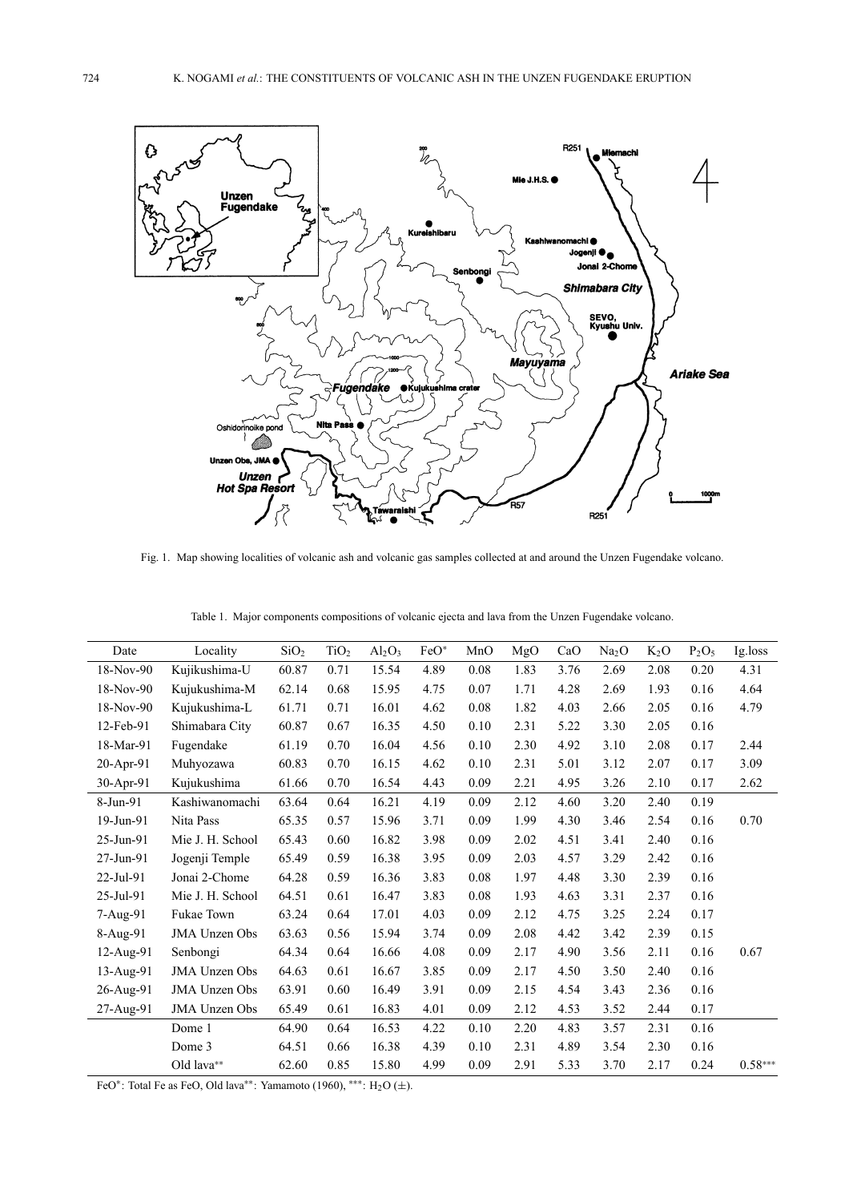Fig. 1. Map showing localities of volcanic ash and volcanic gas samples collected at and around the Unzen Fugendake volcano.

Table 1. Major components compositions of volcanic ejecta and lava from the Unzen Fugendake volcano.

| Date | Locality | $SiO_2$ | $TiO_2$ | $Al_2O_3$ | FeO* | MnO | MgO | CaO | $Na_2O$ | $K_2O$ | $P_2O_5$ | Ig.loss |
|---|---|---|---|---|---|---|---|---|---|---|---|---|
| 18-Nov-90 | Kujikushima-U | 60.87 | 0.71 | 15.54 | 4.89 | 0.08 | 1.83 | 3.76 | 2.69 | 2.08 | 0.20 | 4.31 |
| 18-Nov-90 | Kujukushima-M | 62.14 | 0.68 | 15.95 | 4.75 | 0.07 | 1.71 | 4.28 | 2.69 | 1.93 | 0.16 | 4.64 |
| 18-Nov-90 | Kujukushima-L | 61.71 | 0.71 | 16.01 | 4.62 | 0.08 | 1.82 | 4.03 | 2.66 | 2.05 | 0.16 | 4.79 |
| 12-Feb-91 | Shimabara City | 60.87 | 0.67 | 16.35 | 4.50 | 0.10 | 2.31 | 5.22 | 3.30 | 2.05 | 0.16 | |
| 18-Mar-91 | Fugendake | 61.19 | 0.70 | 16.04 | 4.56 | 0.10 | 2.30 | 4.92 | 3.10 | 2.08 | 0.17 | 2.44 |
| 20-Apr-91 | Muhyozawa | 60.83 | 0.70 | 16.15 | 4.62 | 0.10 | 2.31 | 5.01 | 3.12 | 2.07 | 0.17 | 3.09 |
| 30-Apr-91 | Kujukushima | 61.66 | 0.70 | 16.54 | 4.43 | 0.09 | 2.21 | 4.95 | 3.26 | 2.10 | 0.17 | 2.62 |
| 8-Jun-91 | Kashiwanomachi | 63.64 | 0.64 | 16.21 | 4.19 | 0.09 | 2.12 | 4.60 | 3.20 | 2.40 | 0.19 | |
| 19-Jun-91 | Nita Pass | 65.35 | 0.57 | 15.96 | 3.71 | 0.09 | 1.99 | 4.30 | 3.46 | 2.54 | 0.16 | 0.70 |
| 25-Jun-91 | Mie J. H. School | 65.43 | 0.60 | 16.82 | 3.98 | 0.09 | 2.02 | 4.51 | 3.41 | 2.40 | 0.16 | |
| 27-Jun-91 | Jogenji Temple | 65.49 | 0.59 | 16.38 | 3.95 | 0.09 | 2.03 | 4.57 | 3.29 | 2.42 | 0.16 | |
| 22-Jul-91 | Jonai 2-Chome | 64.28 | 0.59 | 16.36 | 3.83 | 0.08 | 1.97 | 4.48 | 3.30 | 2.39 | 0.16 | |
| 25-Jul-91 | Mie J. H. School | 64.51 | 0.61 | 16.47 | 3.83 | 0.08 | 1.93 | 4.63 | 3.31 | 2.37 | 0.16 | |
| 7-Aug-91 | Fukae Town | 63.24 | 0.64 | 17.01 | 4.03 | 0.09 | 2.12 | 4.75 | 3.25 | 2.24 | 0.17 | |
| 8-Aug-91 | JMA Unzen Obs | 63.63 | 0.56 | 15.94 | 3.74 | 0.09 | 2.08 | 4.42 | 3.42 | 2.39 | 0.15 | |
| 12-Aug-91 | Senbongi | 64.34 | 0.64 | 16.66 | 4.08 | 0.09 | 2.17 | 4.90 | 3.56 | 2.11 | 0.16 | 0.67 |
| 13-Aug-91 | JMA Unzen Obs | 64.63 | 0.61 | 16.67 | 3.85 | 0.09 | 2.17 | 4.50 | 3.50 | 2.40 | 0.16 | |
| 26-Aug-91 | JMA Unzen Obs | 63.91 | 0.60 | 16.49 | 3.91 | 0.09 | 2.15 | 4.54 | 3.43 | 2.36 | 0.16 | |
| 27-Aug-91 | JMA Unzen Obs | 65.49 | 0.61 | 16.83 | 4.01 | 0.09 | 2.12 | 4.53 | 3.52 | 2.44 | 0.17 | |
| | Dome 1 | 64.90 | 0.64 | 16.53 | 4.22 | 0.10 | 2.20 | 4.83 | 3.57 | 2.31 | 0.16 | |
| | Dome 3 | 64.51 | 0.66 | 16.38 | 4.39 | 0.10 | 2.31 | 4.89 | 3.54 | 2.30 | 0.16 | |
| | Old lava** | 62.60 | 0.85 | 15.80 | 4.99 | 0.09 | 2.91 | 5.33 | 3.70 | 2.17 | 0.24 | 0.58*** |

FeO*: Total Fe as FeO, Old lava**: Yamamoto (1960), ***: $H_2O$ (±).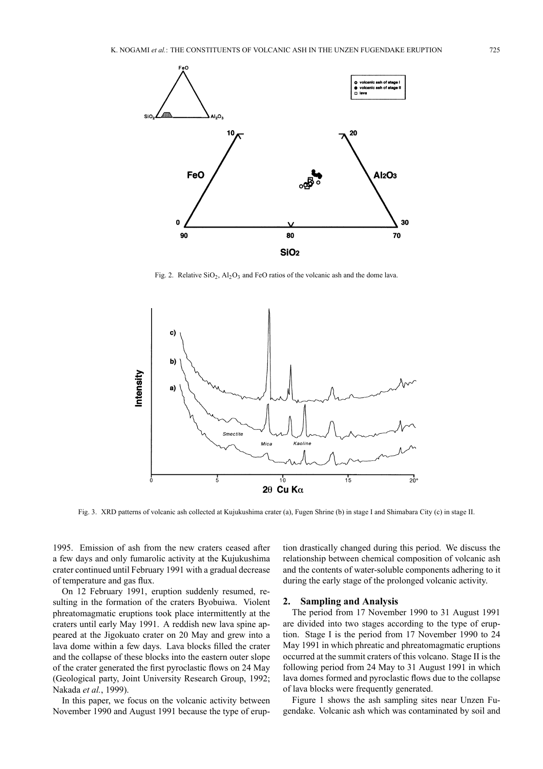Fig. 2. Relative $SiO_2$, $Al_2O_3$ and FeO ratios of the volcanic ash and the dome lava.

Fig. 3. XRD patterns of volcanic ash collected at Kujukushima crater (a), Fugen Shrine (b) in stage I and Shimabara City (c) in stage II.

1995. Emission of ash from the new craters ceased after a few days and only fumarolic activity at the Kujukushima crater continued until February 1991 with a gradual decrease of temperature and gas flux.

On 12 February 1991, eruption suddenly resumed, resulting in the formation of the craters Byobuiwa. Violent phreatomagmatic eruptions took place intermittently at the craters until early May 1991. A reddish new lava spine appeared at the Jigokuato crater on 20 May and grew into a lava dome within a few days. Lava blocks filled the crater and the collapse of these blocks into the eastern outer slope of the crater generated the first pyroclastic flows on 24 May (Geological party, Joint University Research Group, 1992; Nakada *et al.*, 1999).

In this paper, we focus on the volcanic activity between November 1990 and August 1991 because the type of eruption drastically changed during this period. We discuss the relationship between chemical composition of volcanic ash and the contents of water-soluble components adhering to it during the early stage of the prolonged volcanic activity.

## 2. Sampling and Analysis

The period from 17 November 1990 to 31 August 1991 are divided into two stages according to the type of eruption. Stage I is the period from 17 November 1990 to 24 May 1991 in which phreatic and phreatomagmatic eruptions occurred at the summit craters of this volcano. Stage II is the following period from 24 May to 31 August 1991 in which lava domes formed and pyroclastic flows due to the collapse of lava blocks were frequently generated.

Figure 1 shows the ash sampling sites near Unzen Fugendake. Volcanic ash which was contaminated by soil and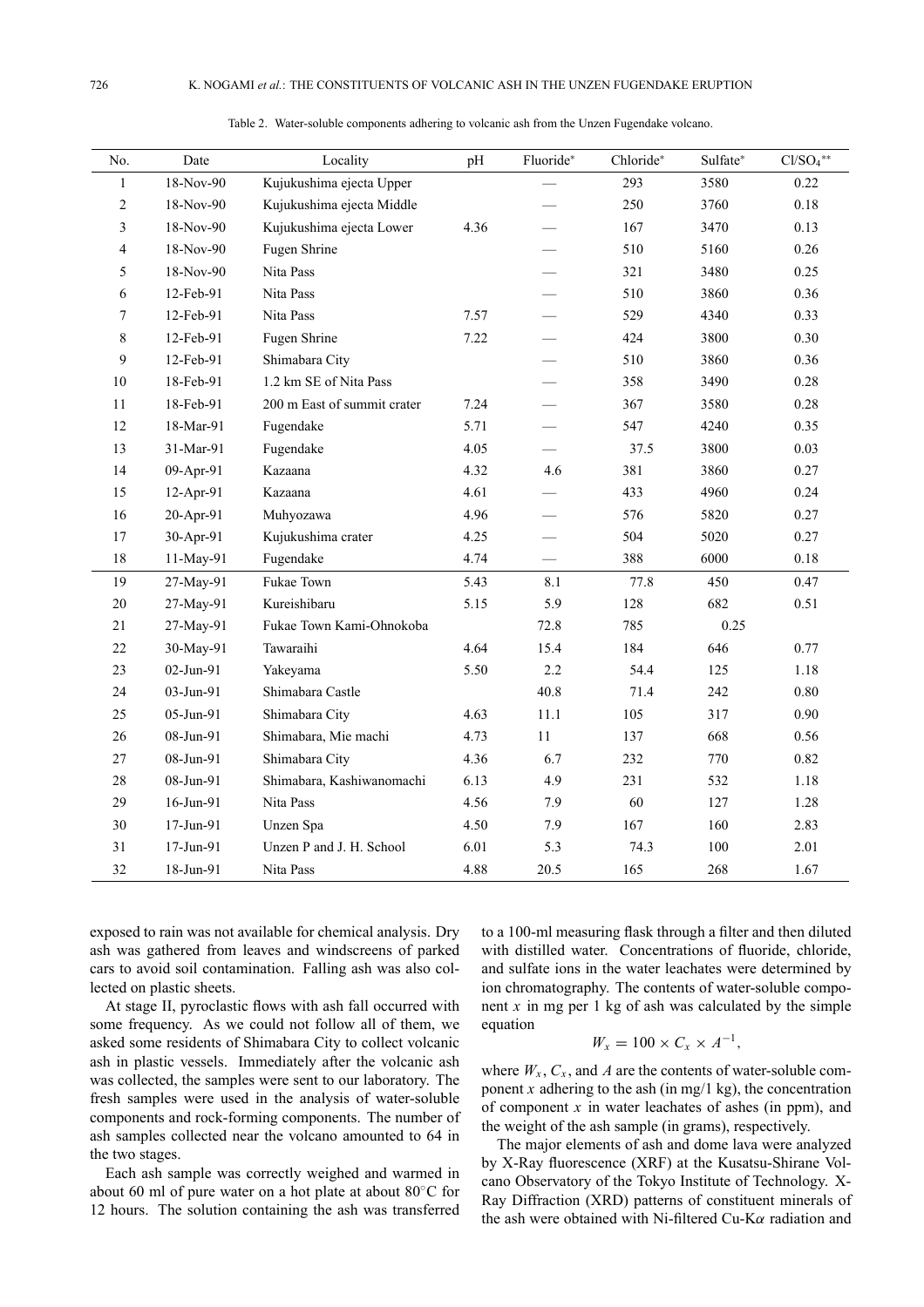Table 2. Water-soluble components adhering to volcanic ash from the Unzen Fugendake volcano.

| No. | Date | Locality | pH | Fluoride* | Chloride* | Sulfate* | $Cl/SO_4$** |
|---|---|---|---|---|---|---|---|
| 1 | 18-Nov-90 | Kujukushima ejecta Upper | | — | 293 | 3580 | 0.22 |
| 2 | 18-Nov-90 | Kujukushima ejecta Middle | | — | 250 | 3760 | 0.18 |
| 3 | 18-Nov-90 | Kujukushima ejecta Lower | 4.36 | — | 167 | 3470 | 0.13 |
| 4 | 18-Nov-90 | Fugen Shrine | | — | 510 | 5160 | 0.26 |
| 5 | 18-Nov-90 | Nita Pass | | — | 321 | 3480 | 0.25 |
| 6 | 12-Feb-91 | Nita Pass | | — | 510 | 3860 | 0.36 |
| 7 | 12-Feb-91 | Nita Pass | 7.57 | — | 529 | 4340 | 0.33 |
| 8 | 12-Feb-91 | Fugen Shrine | 7.22 | — | 424 | 3800 | 0.30 |
| 9 | 12-Feb-91 | Shimabara City | | — | 510 | 3860 | 0.36 |
| 10 | 18-Feb-91 | 1.2 km SE of Nita Pass | | — | 358 | 3490 | 0.28 |
| 11 | 18-Feb-91 | 200 m East of summit crater | 7.24 | — | 367 | 3580 | 0.28 |
| 12 | 18-Mar-91 | Fugendake | 5.71 | — | 547 | 4240 | 0.35 |
| 13 | 31-Mar-91 | Fugendake | 4.05 | — | 37.5 | 3800 | 0.03 |
| 14 | 09-Apr-91 | Kazaana | 4.32 | 4.6 | 381 | 3860 | 0.27 |
| 15 | 12-Apr-91 | Kazaana | 4.61 | — | 433 | 4960 | 0.24 |
| 16 | 20-Apr-91 | Muhyozawa | 4.96 | — | 576 | 5820 | 0.27 |
| 17 | 30-Apr-91 | Kujukushima crater | 4.25 | — | 504 | 5020 | 0.27 |
| 18 | 11-May-91 | Fugendake | 4.74 | — | 388 | 6000 | 0.18 |
| 19 | 27-May-91 | Fukae Town | 5.43 | 8.1 | 77.8 | 450 | 0.47 |
| 20 | 27-May-91 | Kureishibaru | 5.15 | 5.9 | 128 | 682 | 0.51 |
| 21 | 27-May-91 | Fukae Town Kami-Ohnokoba | | 72.8 | 785 | 0.25 | |
| 22 | 30-May-91 | Tawaraihi | 4.64 | 15.4 | 184 | 646 | 0.77 |
| 23 | 02-Jun-91 | Yakeyama | 5.50 | 2.2 | 54.4 | 125 | 1.18 |
| 24 | 03-Jun-91 | Shimabara Castle | | 40.8 | 71.4 | 242 | 0.80 |
| 25 | 05-Jun-91 | Shimabara City | 4.63 | 11.1 | 105 | 317 | 0.90 |
| 26 | 08-Jun-91 | Shimabara, Mie machi | 4.73 | 11 | 137 | 668 | 0.56 |
| 27 | 08-Jun-91 | Shimabara City | 4.36 | 6.7 | 232 | 770 | 0.82 |
| 28 | 08-Jun-91 | Shimabara, Kashiwanomachi | 6.13 | 4.9 | 231 | 532 | 1.18 |
| 29 | 16-Jun-91 | Nita Pass | 4.56 | 7.9 | 60 | 127 | 1.28 |
| 30 | 17-Jun-91 | Unzen Spa | 4.50 | 7.9 | 167 | 160 | 2.83 |
| 31 | 17-Jun-91 | Unzen P and J. H. School | 6.01 | 5.3 | 74.3 | 100 | 2.01 |
| 32 | 18-Jun-91 | Nita Pass | 4.88 | 20.5 | 165 | 268 | 1.67 |

exposed to rain was not available for chemical analysis. Dry ash was gathered from leaves and windscreens of parked cars to avoid soil contamination. Falling ash was also collected on plastic sheets.

At stage II, pyroclastic flows with ash fall occurred with some frequency. As we could not follow all of them, we asked some residents of Shimabara City to collect volcanic ash in plastic vessels. Immediately after the volcanic ash was collected, the samples were sent to our laboratory. The fresh samples were used in the analysis of water-soluble components and rock-forming components. The number of ash samples collected near the volcano amounted to 64 in the two stages.

Each ash sample was correctly weighed and warmed in about 60 ml of pure water on a hot plate at about 80°C for 12 hours. The solution containing the ash was transferred to a 100-ml measuring flask through a filter and then diluted with distilled water. Concentrations of fluoride, chloride, and sulfate ions in the water leachates were determined by ion chromatography. The contents of water-soluble component $x$ in mg per 1 kg of ash was calculated by the simple equation

$$W_x = 100 \times C_x \times A^{-1},$$

where $W_x$, $C_x$, and $A$ are the contents of water-soluble component $x$ adhering to the ash (in mg/1 kg), the concentration of component $x$ in water leachates of ashes (in ppm), and the weight of the ash sample (in grams), respectively.

The major elements of ash and dome lava were analyzed by X-Ray fluorescence (XRF) at the Kusatsu-Shirane Volcano Observatory of the Tokyo Institute of Technology. X-Ray Diffraction (XRD) patterns of constituent minerals of the ash were obtained with Ni-filtered Cu-K$\alpha$ radiation and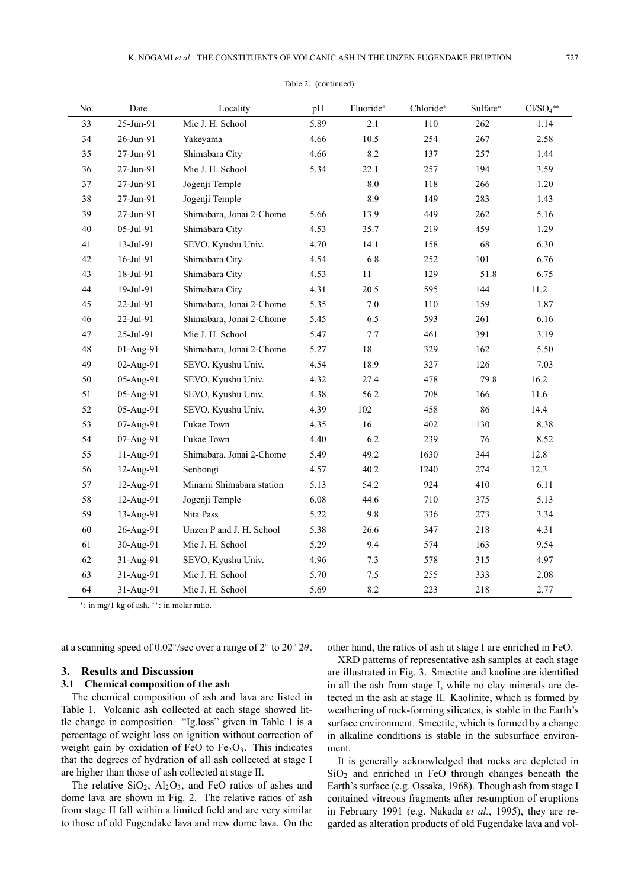Table 2. (continued).

| No. | Date | Locality | pH | Fluoride* | Chloride* | Sulfate* | $Cl/SO_4$** |
|---|---|---|---|---|---|---|---|
| 33 | 25-Jun-91 | Mie J. H. School | 5.89 | 2.1 | 110 | 262 | 1.14 |
| 34 | 26-Jun-91 | Yakeyama | 4.66 | 10.5 | 254 | 267 | 2.58 |
| 35 | 27-Jun-91 | Shimabara City | 4.66 | 8.2 | 137 | 257 | 1.44 |
| 36 | 27-Jun-91 | Mie J. H. School | 5.34 | 22.1 | 257 | 194 | 3.59 |
| 37 | 27-Jun-91 | Jogenji Temple | | 8.0 | 118 | 266 | 1.20 |
| 38 | 27-Jun-91 | Jogenji Temple | | 8.9 | 149 | 283 | 1.43 |
| 39 | 27-Jun-91 | Shimabara, Jonai 2-Chome | 5.66 | 13.9 | 449 | 262 | 5.16 |
| 40 | 05-Jul-91 | Shimabara City | 4.53 | 35.7 | 219 | 459 | 1.29 |
| 41 | 13-Jul-91 | SEVO, Kyushu Univ. | 4.70 | 14.1 | 158 | 68 | 6.30 |
| 42 | 16-Jul-91 | Shimabara City | 4.54 | 6.8 | 252 | 101 | 6.76 |
| 43 | 18-Jul-91 | Shimabara City | 4.53 | 11 | 129 | 51.8 | 6.75 |
| 44 | 19-Jul-91 | Shimabara City | 4.31 | 20.5 | 595 | 144 | 11.2 |
| 45 | 22-Jul-91 | Shimabara, Jonai 2-Chome | 5.35 | 7.0 | 110 | 159 | 1.87 |
| 46 | 22-Jul-91 | Shimabara, Jonai 2-Chome | 5.45 | 6.5 | 593 | 261 | 6.16 |
| 47 | 25-Jul-91 | Mie J. H. School | 5.47 | 7.7 | 461 | 391 | 3.19 |
| 48 | 01-Aug-91 | Shimabara, Jonai 2-Chome | 5.27 | 18 | 329 | 162 | 5.50 |
| 49 | 02-Aug-91 | SEVO, Kyushu Univ. | 4.54 | 18.9 | 327 | 126 | 7.03 |
| 50 | 05-Aug-91 | SEVO, Kyushu Univ. | 4.32 | 27.4 | 478 | 79.8 | 16.2 |
| 51 | 05-Aug-91 | SEVO, Kyushu Univ. | 4.38 | 56.2 | 708 | 166 | 11.6 |
| 52 | 05-Aug-91 | SEVO, Kyushu Univ. | 4.39 | 102 | 458 | 86 | 14.4 |
| 53 | 07-Aug-91 | Fukae Town | 4.35 | 16 | 402 | 130 | 8.38 |
| 54 | 07-Aug-91 | Fukae Town | 4.40 | 6.2 | 239 | 76 | 8.52 |
| 55 | 11-Aug-91 | Shimabara, Jonai 2-Chome | 5.49 | 49.2 | 1630 | 344 | 12.8 |
| 56 | 12-Aug-91 | Senbongi | 4.57 | 40.2 | 1240 | 274 | 12.3 |
| 57 | 12-Aug-91 | Minami Shimabara station | 5.13 | 54.2 | 924 | 410 | 6.11 |
| 58 | 12-Aug-91 | Jogenji Temple | 6.08 | 44.6 | 710 | 375 | 5.13 |
| 59 | 13-Aug-91 | Nita Pass | 5.22 | 9.8 | 336 | 273 | 3.34 |
| 60 | 26-Aug-91 | Unzen P and J. H. School | 5.38 | 26.6 | 347 | 218 | 4.31 |
| 61 | 30-Aug-91 | Mie J. H. School | 5.29 | 9.4 | 574 | 163 | 9.54 |
| 62 | 31-Aug-91 | SEVO, Kyushu Univ. | 4.96 | 7.3 | 578 | 315 | 4.97 |
| 63 | 31-Aug-91 | Mie J. H. School | 5.70 | 7.5 | 255 | 333 | 2.08 |
| 64 | 31-Aug-91 | Mie J. H. School | 5.69 | 8.2 | 223 | 218 | 2.77 |

*: in mg/1 kg of ash, **: in molar ratio.

at a scanning speed of 0.02°/sec over a range of 2° to 20° 2$\theta$.

## 3. Results and Discussion

### 3.1 Chemical composition of the ash

The chemical composition of ash and lava are listed in Table 1. Volcanic ash collected at each stage showed little change in composition. "Ig.loss" given in Table 1 is a percentage of weight loss on ignition without correction of weight gain by oxidation of FeO to $Fe_2O_3$. This indicates that the degrees of hydration of all ash collected at stage I are higher than those of ash collected at stage II.

The relative $SiO_2$, $Al_2O_3$, and FeO ratios of ashes and dome lava are shown in Fig. 2. The relative ratios of ash from stage II fall within a limited field and are very similar to those of old Fugendake lava and new dome lava. On the other hand, the ratios of ash at stage I are enriched in FeO.

XRD patterns of representative ash samples at each stage are illustrated in Fig. 3. Smectite and kaoline are identified in all the ash from stage I, while no clay minerals are detected in the ash at stage II. Kaolinite, which is formed by weathering of rock-forming silicates, is stable in the Earth's surface environment. Smectite, which is formed by a change in alkaline conditions is stable in the subsurface environment.

It is generally acknowledged that rocks are depleted in $SiO_2$ and enriched in FeO through changes beneath the Earth's surface (e.g. Ossaka, 1968). Though ash from stage I contained vitreous fragments after resumption of eruptions in February 1991 (e.g. Nakada *et al.*, 1995), they are regarded as alteration products of old Fugendake lava and vol-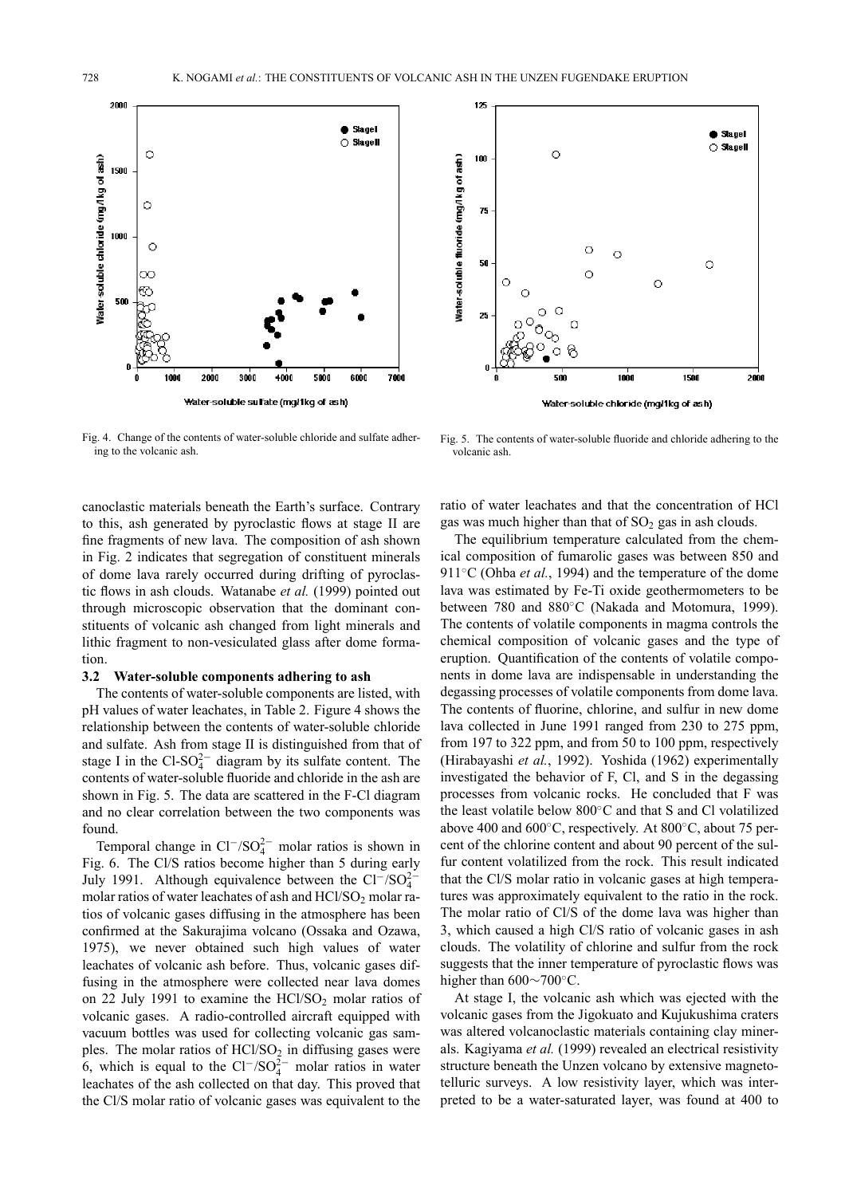Fig. 4. Change of the contents of water-soluble chloride and sulfate adhering to the volcanic ash.

Fig. 5. The contents of water-soluble fluoride and chloride adhering to the volcanic ash.

canoclastic materials beneath the Earth's surface. Contrary to this, ash generated by pyroclastic flows at stage II are fine fragments of new lava. The composition of ash shown in Fig. 2 indicates that segregation of constituent minerals of dome lava rarely occurred during drifting of pyroclastic flows in ash clouds. Watanabe *et al.* (1999) pointed out through microscopic observation that the dominant constituents of volcanic ash changed from light minerals and lithic fragment to non-vesiculated glass after dome formation.

### 3.2 Water-soluble components adhering to ash

The contents of water-soluble components are listed, with pH values of water leachates, in Table 2. Figure 4 shows the relationship between the contents of water-soluble chloride and sulfate. Ash from stage II is distinguished from that of stage I in the Cl-$SO_4^{2-}$ diagram by its sulfate content. The contents of water-soluble fluoride and chloride in the ash are shown in Fig. 5. The data are scattered in the F-Cl diagram and no clear correlation between the two components was found.

Temporal change in $Cl^-/SO_4^{2-}$ molar ratios is shown in Fig. 6. The Cl/S ratios become higher than 5 during early July 1991. Although equivalence between the $Cl^-/SO_4^{2-}$ molar ratios of water leachates of ash and $HCl/SO_2$ molar ratios of volcanic gases diffusing in the atmosphere has been confirmed at the Sakurajima volcano (Ossaka and Ozawa, 1975), we never obtained such high values of water leachates of volcanic ash before. Thus, volcanic gases diffusing in the atmosphere were collected near lava domes on 22 July 1991 to examine the $HCl/SO_2$ molar ratios of volcanic gases. A radio-controlled aircraft equipped with vacuum bottles was used for collecting volcanic gas samples. The molar ratios of $HCl/SO_2$ in diffusing gases were 6, which is equal to the $Cl^-/SO_4^{2-}$ molar ratios in water leachates of the ash collected on that day. This proved that the Cl/S molar ratio of volcanic gases was equivalent to the ratio of water leachates and that the concentration of HCl gas was much higher than that of $SO_2$ gas in ash clouds.

The equilibrium temperature calculated from the chemical composition of fumarolic gases was between 850 and 911°C (Ohba *et al.*, 1994) and the temperature of the dome lava was estimated by Fe-Ti oxide geothermometers to be between 780 and 880°C (Nakada and Motomura, 1999). The contents of volatile components in magma controls the chemical composition of volcanic gases and the type of eruption. Quantification of the contents of volatile components in dome lava are indispensable in understanding the degassing processes of volatile components from dome lava. The contents of fluorine, chlorine, and sulfur in new dome lava collected in June 1991 ranged from 230 to 275 ppm, from 197 to 322 ppm, and from 50 to 100 ppm, respectively (Hirabayashi *et al.*, 1992). Yoshida (1962) experimentally investigated the behavior of F, Cl, and S in the degassing processes from volcanic rocks. He concluded that F was the least volatile below 800°C and that S and Cl volatilized above 400 and 600°C, respectively. At 800°C, about 75 percent of the chlorine content and about 90 percent of the sulfur content volatilized from the rock. This result indicated that the Cl/S molar ratio in volcanic gases at high temperatures was approximately equivalent to the ratio in the rock. The molar ratio of Cl/S of the dome lava was higher than 3, which caused a high Cl/S ratio of volcanic gases in ash clouds. The volatility of chlorine and sulfur from the rock suggests that the inner temperature of pyroclastic flows was higher than 600∼700°C.

At stage I, the volcanic ash which was ejected with the volcanic gases from the Jigokuato and Kujukushima craters was altered volcaniclastic materials containing clay minerals. Kagiyama *et al.* (1999) revealed an electrical resistivity structure beneath the Unzen volcano by extensive magnetotelluric surveys. A low resistivity layer, which was interpreted to be a water-saturated layer, was found at 400 to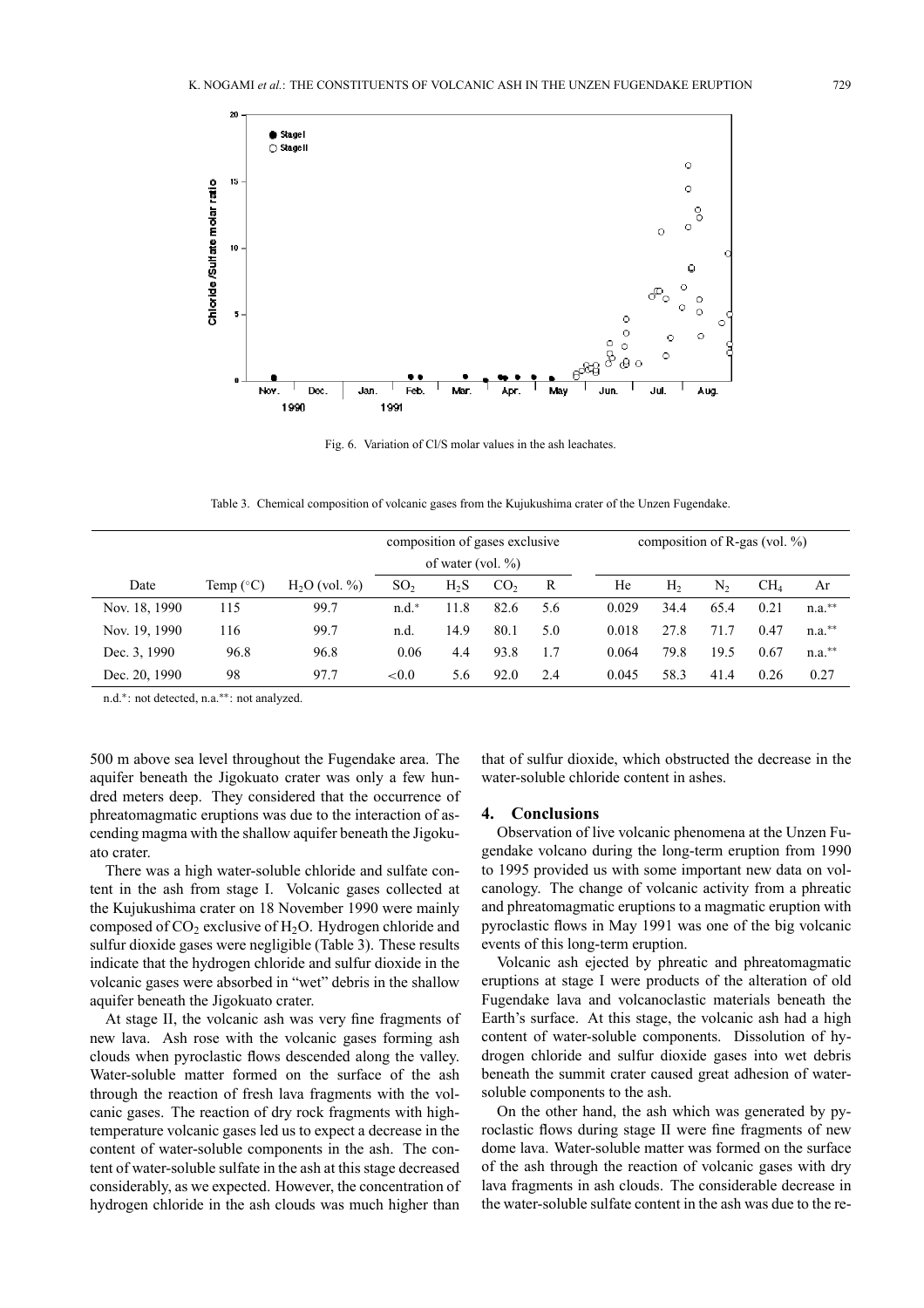Fig. 6. Variation of Cl/S molar values in the ash leachates.

Table 3. Chemical composition of volcanic gases from the Kujukushima crater of the Unzen Fugendake.

| | | | composition of gases exclusive of water (vol. %) | | | | composition of R-gas (vol. %) | | | | |
|---|---|---|---|---|---|---|---|---|---|---|---|
| Date | Temp (°C) | $H_2O$ (vol. %) | $SO_2$ | $H_2S$ | $CO_2$ | R | He | $H_2$ | $N_2$ | $CH_4$ | Ar |
| Nov. 18, 1990 | 115 | 99.7 | n.d.* | 11.8 | 82.6 | 5.6 | 0.029 | 34.4 | 65.4 | 0.21 | n.a.** |
| Nov. 19, 1990 | 116 | 99.7 | n.d. | 14.9 | 80.1 | 5.0 | 0.018 | 27.8 | 71.7 | 0.47 | n.a.** |
| Dec. 3, 1990 | 96.8 | 96.8 | 0.06 | 4.4 | 93.8 | 1.7 | 0.064 | 79.8 | 19.5 | 0.67 | n.a.** |
| Dec. 20, 1990 | 98 | 97.7 | <0.0 | 5.6 | 92.0 | 2.4 | 0.045 | 58.3 | 41.4 | 0.26 | 0.27 |

n.d.*: not detected, n.a.**: not analyzed.

500 m above sea level throughout the Fugendake area. The aquifer beneath the Jigokuato crater was only a few hundred meters deep. They considered that the occurrence of phreatomagmatic eruptions was due to the interaction of ascending magma with the shallow aquifer beneath the Jigokuato crater.

There was a high water-soluble chloride and sulfate content in the ash from stage I. Volcanic gases collected at the Kujukushima crater on 18 November 1990 were mainly composed of $CO_2$ exclusive of $H_2O$. Hydrogen chloride and sulfur dioxide gases were negligible (Table 3). These results indicate that the hydrogen chloride and sulfur dioxide in the volcanic gases were absorbed in "wet" debris in the shallow aquifer beneath the Jigokuato crater.

At stage II, the volcanic ash was very fine fragments of new lava. Ash rose with the volcanic gases forming ash clouds when pyroclastic flows descended along the valley. Water-soluble matter formed on the surface of the ash through the reaction of fresh lava fragments with the volcanic gases. The reaction of dry rock fragments with high-temperature volcanic gases led us to expect a decrease in the content of water-soluble components in the ash. The content of water-soluble sulfate in the ash at this stage decreased considerably, as we expected. However, the concentration of hydrogen chloride in the ash clouds was much higher than that of sulfur dioxide, which obstructed the decrease in the water-soluble chloride content in ashes.

## 4. Conclusions

Observation of live volcanic phenomena at the Unzen Fugendake volcano during the long-term eruption from 1990 to 1995 provided us with some important new data on volcanology. The change of volcanic activity from a phreatic and phreatomagmatic eruptions to a magmatic eruption with pyroclastic flows in May 1991 was one of the big volcanic events of this long-term eruption.

Volcanic ash ejected by phreatic and phreatomagmatic eruptions at stage I were products of the alteration of old Fugendake lava and volcanoclastic materials beneath the Earth's surface. At this stage, the volcanic ash had a high content of water-soluble components. Dissolution of hydrogen chloride and sulfur dioxide gases into wet debris beneath the summit crater caused great adhesion of water-soluble components to the ash.

On the other hand, the ash which was generated by pyroclastic flows during stage II were fine fragments of new dome lava. Water-soluble matter was formed on the surface of the ash through the reaction of volcanic gases with dry lava fragments in ash clouds. The considerable decrease in the water-soluble sulfate content in the ash was due to the re-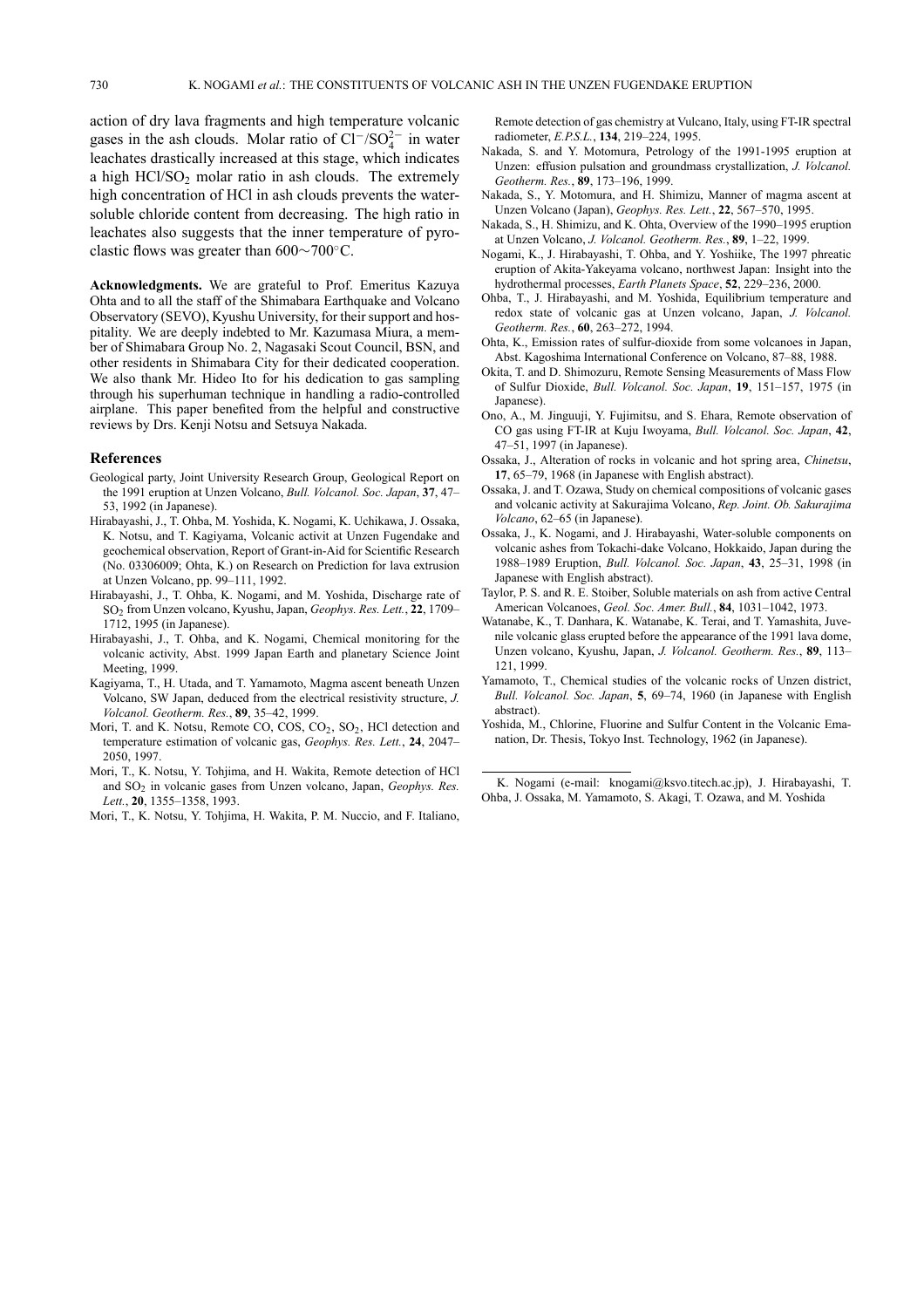action of dry lava fragments and high temperature volcanic gases in the ash clouds. Molar ratio of $Cl^-/SO_4^{2-}$ in water leachates drastically increased at this stage, which indicates a high $HCl/SO_2$ molar ratio in ash clouds. The extremely high concentration of HCl in ash clouds prevents the water-soluble chloride content from decreasing. The high ratio in leachates also suggests that the inner temperature of pyroclastic flows was greater than $600\sim700^\circ$C.

**Acknowledgments.** We are grateful to Prof. Emeritus Kazuya Ohta and to all the staff of the Shimabara Earthquake and Volcano Observatory (SEVO), Kyushu University, for their support and hospitality. We are deeply indebted to Mr. Kazumasa Miura, a member of Shimabara Group No. 2, Nagasaki Scout Council, BSN, and other residents in Shimabara City for their dedicated cooperation. We also thank Mr. Hideo Ito for his dedication to gas sampling through his superhuman technique in handling a radio-controlled airplane. This paper benefited from the helpful and constructive reviews by Drs. Kenji Notsu and Setsuya Nakada.

## References

Geological party, Joint University Research Group, Geological Report on the 1991 eruption at Unzen Volcano, *Bull. Volcanol. Soc. Japan*, **37**, 47–53, 1992 (in Japanese).

Hirabayashi, J., T. Ohba, M. Yoshida, K. Nogami, K. Uchikawa, J. Ossaka, K. Notsu, and T. Kagiyama, Volcanic activit at Unzen Fugendake and geochemical observation, Report of Grant-in-Aid for Scientific Research (No. 03306009; Ohta, K.) on Research on Prediction for lava extrusion at Unzen Volcano, pp. 99–111, 1992.

Hirabayashi, J., T. Ohba, K. Nogami, and M. Yoshida, Discharge rate of $SO_2$ from Unzen volcano, Kyushu, Japan, *Geophys. Res. Lett.*, **22**, 1709–1712, 1995 (in Japanese).

Hirabayashi, J., T. Ohba, and K. Nogami, Chemical monitoring for the volcanic activity, Abst. 1999 Japan Earth and planetary Science Joint Meeting, 1999.

Kagiyama, T., H. Utada, and T. Yamamoto, Magma ascent beneath Unzen Volcano, SW Japan, deduced from the electrical resistivity structure, *J. Volcanol. Geotherm. Res.*, **89**, 35–42, 1999.

Mori, T. and K. Notsu, Remote CO, COS, $CO_2$, $SO_2$, HCl detection and temperature estimation of volcanic gas, *Geophys. Res. Lett.*, **24**, 2047–2050, 1997.

Mori, T., K. Notsu, Y. Tohjima, and H. Wakita, Remote detection of HCl and $SO_2$ in volcanic gases from Unzen volcano, Japan, *Geophys. Res. Lett.*, **20**, 1355–1358, 1993.

Mori, T., K. Notsu, Y. Tohjima, H. Wakita, P. M. Nuccio, and F. Italiano, Remote detection of gas chemistry at Vulcano, Italy, using FT-IR spectral radiometer, *E.P.S.L.*, **134**, 219–224, 1995.

Nakada, S. and Y. Motomura, Petrology of the 1991-1995 eruption at Unzen: effusion pulsation and groundmass crystallization, *J. Volcanol. Geotherm. Res.*, **89**, 173–196, 1999.

Nakada, S., Y. Motomura, and H. Shimizu, Manner of magma ascent at Unzen Volcano (Japan), *Geophys. Res. Lett.*, **22**, 567–570, 1995.

Nakada, S., H. Shimizu, and K. Ohta, Overview of the 1990–1995 eruption at Unzen Volcano, *J. Volcanol. Geotherm. Res.*, **89**, 1–22, 1999.

Nogami, K., J. Hirabayashi, T. Ohba, and Y. Yoshiike, The 1997 phreatic eruption of Akita-Yakeyama volcano, northwest Japan: Insight into the hydrothermal processes, *Earth Planets Space*, **52**, 229–236, 2000.

Ohba, T., J. Hirabayashi, and M. Yoshida, Equilibrium temperature and redox state of volcanic gas at Unzen volcano, Japan, *J. Volcanol. Geotherm. Res.*, **60**, 263–272, 1994.

Ohta, K., Emission rates of sulfur-dioxide from some volcanoes in Japan, Abst. Kagoshima International Conference on Volcano, 87–88, 1988.

Okita, T. and D. Shimozuru, Remote Sensing Measurements of Mass Flow of Sulfur Dioxide, *Bull. Volcanol. Soc. Japan*, **19**, 151–157, 1975 (in Japanese).

Ono, A., M. Jinguuji, Y. Fujimitsu, and S. Ehara, Remote observation of CO gas using FT-IR at Kuju Iwoyama, *Bull. Volcanol. Soc. Japan*, **42**, 47–51, 1997 (in Japanese).

Ossaka, J., Alteration of rocks in volcanic and hot spring area, *Chinetsu*, **17**, 65–79, 1968 (in Japanese with English abstract).

Ossaka, J. and T. Ozawa, Study on chemical compositions of volcanic gases and volcanic activity at Sakurajima Volcano, *Rep. Joint. Ob. Sakurajima Volcano*, 62–65 (in Japanese).

Ossaka, J., K. Nogami, and J. Hirabayashi, Water-soluble components on volcanic ashes from Tokachi-dake Volcano, Hokkaido, Japan during the 1988–1989 Eruption, *Bull. Volcanol. Soc. Japan*, **43**, 25–31, 1998 (in Japanese with English abstract).

Taylor, P. S. and R. E. Stoiber, Soluble materials on ash from active Central American Volcanoes, *Geol. Soc. Amer. Bull.*, **84**, 1031–1042, 1973.

Watanabe, K., T. Danhara, K. Watanabe, K. Terai, and T. Yamashita, Juvenile volcanic glass erupted before the appearance of the 1991 lava dome, Unzen volcano, Kyushu, Japan, *J. Volcanol. Geotherm. Res.*, **89**, 113–121, 1999.

Yamamoto, T., Chemical studies of the volcanic rocks of Unzen district, *Bull. Volcanol. Soc. Japan*, **5**, 69–74, 1960 (in Japanese with English abstract).

Yoshida, M., Chlorine, Fluorine and Sulfur Content in the Volcanic Emanation, Dr. Thesis, Tokyo Inst. Technology, 1962 (in Japanese).

---

K. Nogami (e-mail: knogami@ksvo.titech.ac.jp), J. Hirabayashi, T. Ohba, J. Ossaka, M. Yamamoto, S. Akagi, T. Ozawa, and M. Yoshida